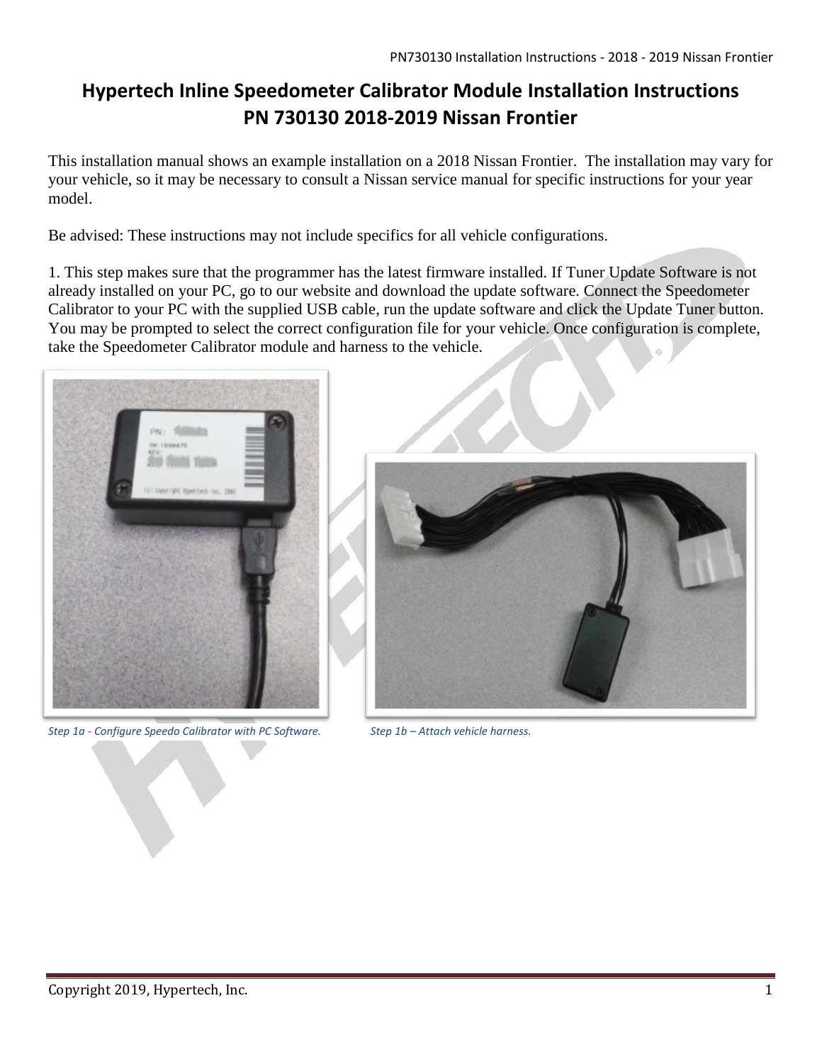# Hypertech Inline Speedometer Calibrator Module Installation Instructions
# PN 730130 2018-2019 Nissan Frontier

This installation manual shows an example installation on a 2018 Nissan Frontier. The installation may vary for your vehicle, so it may be necessary to consult a Nissan service manual for specific instructions for your year model.

Be advised: These instructions may not include specifics for all vehicle configurations.

1. This step makes sure that the programmer has the latest firmware installed. If Tuner Update Software is not already installed on your PC, go to our website and download the update software. Connect the Speedometer Calibrator to your PC with the supplied USB cable, run the update software and click the Update Tuner button. You may be prompted to select the correct configuration file for your vehicle. Once configuration is complete, take the Speedometer Calibrator module and harness to the vehicle.

*Step 1a - Configure Speedo Calibrator with PC Software.*

*Step 1b – Attach vehicle harness.*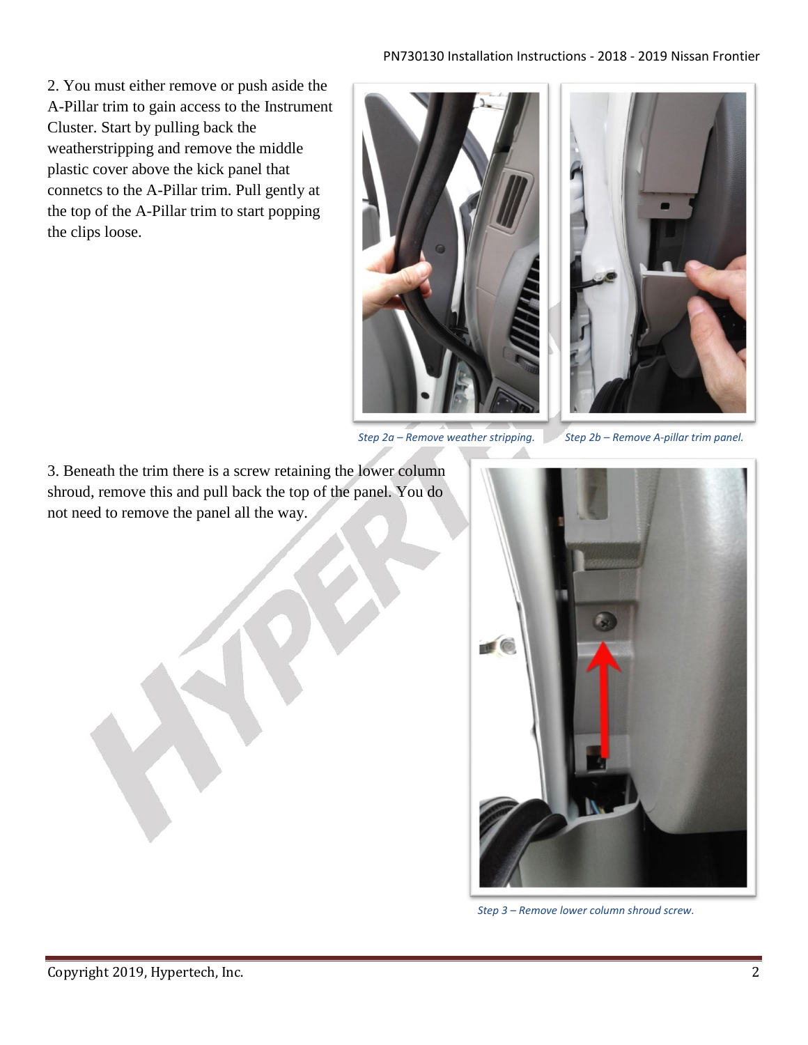2. You must either remove or push aside the A-Pillar trim to gain access to the Instrument Cluster. Start by pulling back the weatherstripping and remove the middle plastic cover above the kick panel that connetcs to the A-Pillar trim. Pull gently at the top of the A-Pillar trim to start popping the clips loose.

*Step 2a – Remove weather stripping.*

*Step 2b – Remove A-pillar trim panel.*

3. Beneath the trim there is a screw retaining the lower column shroud, remove this and pull back the top of the panel. You do not need to remove the panel all the way.

*Step 3 – Remove lower column shroud screw.*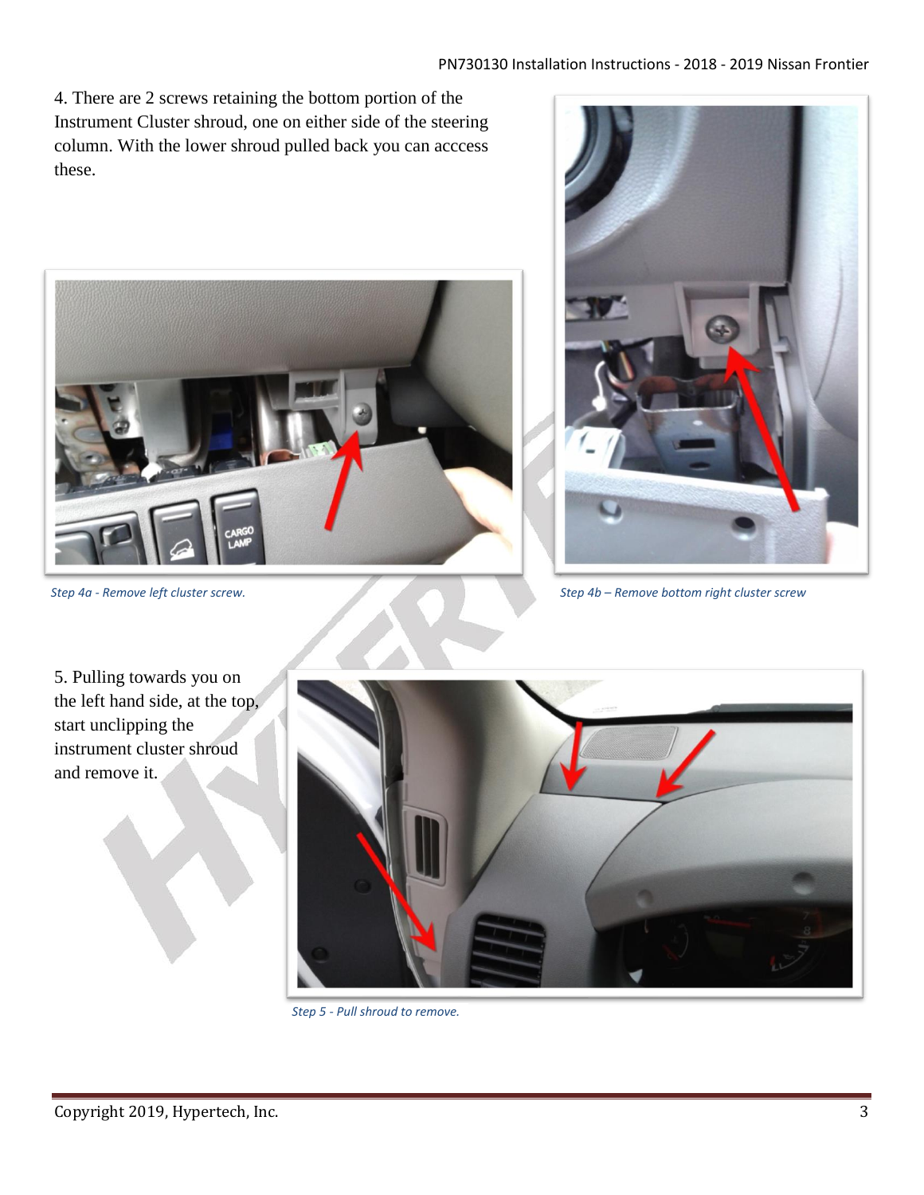4. There are 2 screws retaining the bottom portion of the Instrument Cluster shroud, one on either side of the steering column. With the lower shroud pulled back you can acccess these.

*Step 4a - Remove left cluster screw.*

*Step 4b – Remove bottom right cluster screw*

5. Pulling towards you on the left hand side, at the top, start unclipping the instrument cluster shroud and remove it.

*Step 5 - Pull shroud to remove.*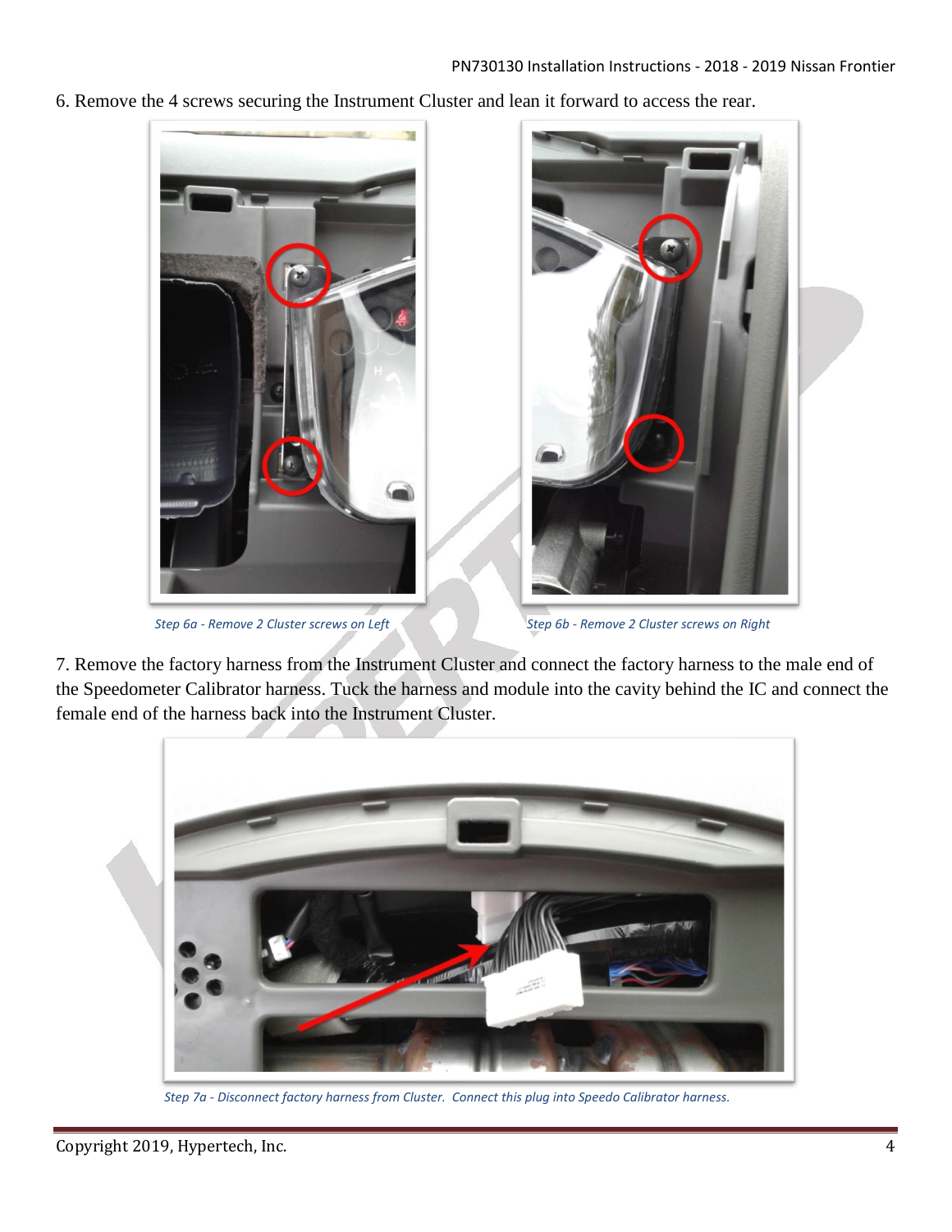6. Remove the 4 screws securing the Instrument Cluster and lean it forward to access the rear.

*Step 6a - Remove 2 Cluster screws on Left*

*Step 6b - Remove 2 Cluster screws on Right*

7. Remove the factory harness from the Instrument Cluster and connect the factory harness to the male end of the Speedometer Calibrator harness. Tuck the harness and module into the cavity behind the IC and connect the female end of the harness back into the Instrument Cluster.

*Step 7a - Disconnect factory harness from Cluster. Connect this plug into Speedo Calibrator harness.*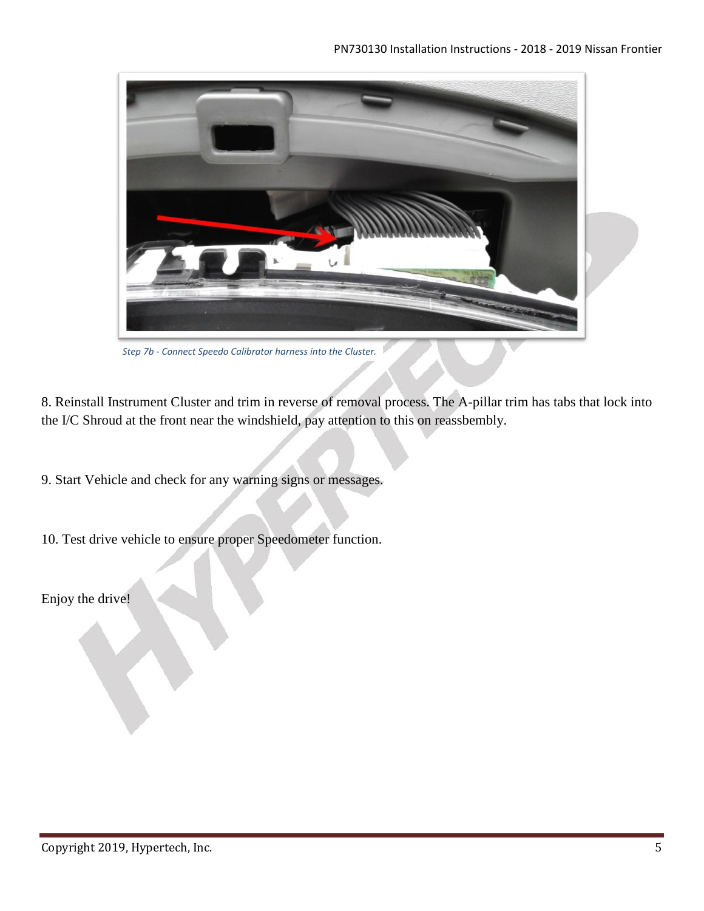*Step 7b - Connect Speedo Calibrator harness into the Cluster.*

8. Reinstall Instrument Cluster and trim in reverse of removal process. The A-pillar trim has tabs that lock into the I/C Shroud at the front near the windshield, pay attention to this on reassbembly.

9. Start Vehicle and check for any warning signs or messages.

10. Test drive vehicle to ensure proper Speedometer function.

Enjoy the drive!